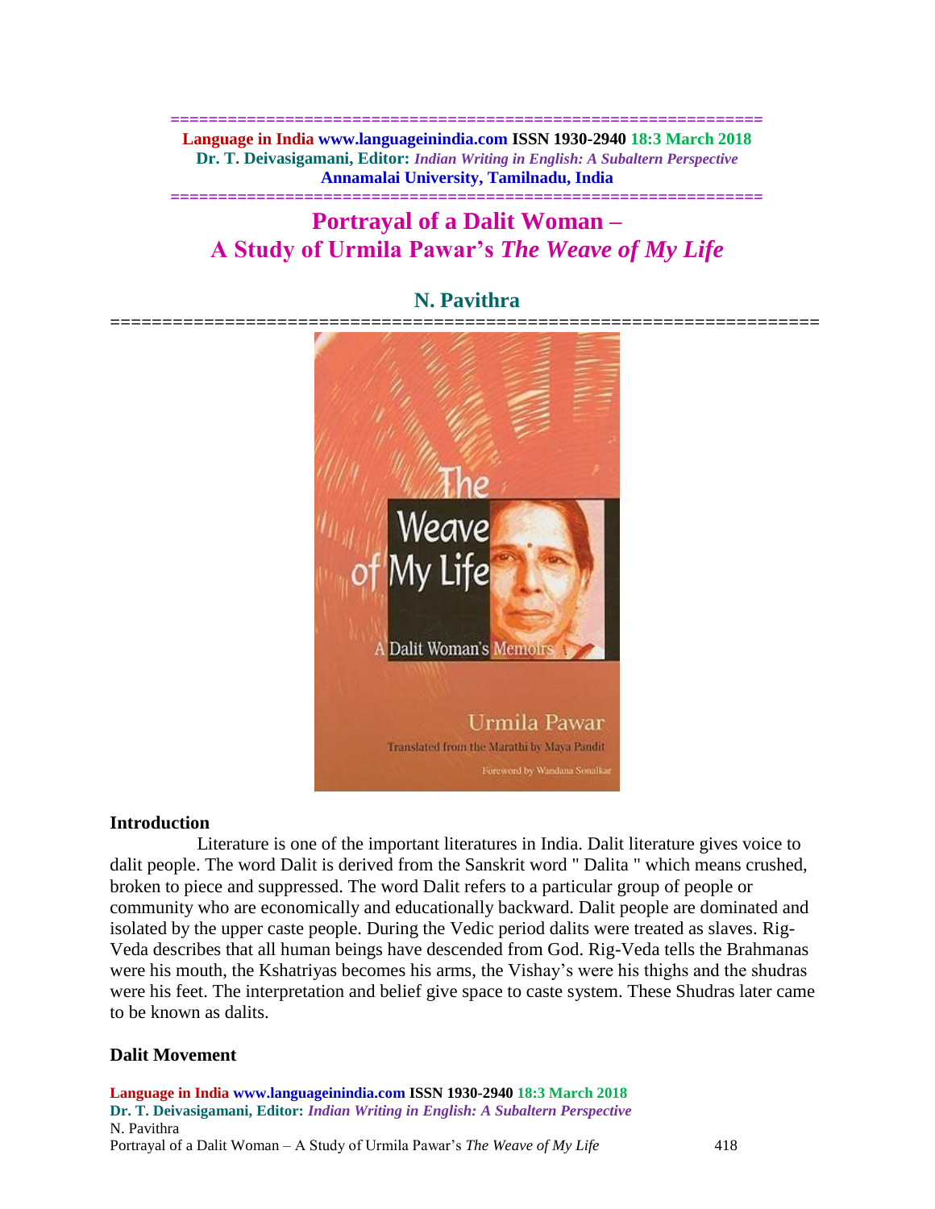# Portrayal of a Dalit Woman – A Study of Urmila Pawar's *The Weave of My Life*

## N. Pavithra

## Introduction

Literature is one of the important literatures in India. Dalit literature gives voice to dalit people. The word Dalit is derived from the Sanskrit word " Dalita " which means crushed, broken to piece and suppressed. The word Dalit refers to a particular group of people or community who are economically and educationally backward. Dalit people are dominated and isolated by the upper caste people. During the Vedic period dalits were treated as slaves. Rig-Veda describes that all human beings have descended from God. Rig-Veda tells the Brahmanas were his mouth, the Kshatriyas becomes his arms, the Vishay's were his thighs and the shudras were his feet. The interpretation and belief give space to caste system. These Shudras later came to be known as dalits.

## Dalit Movement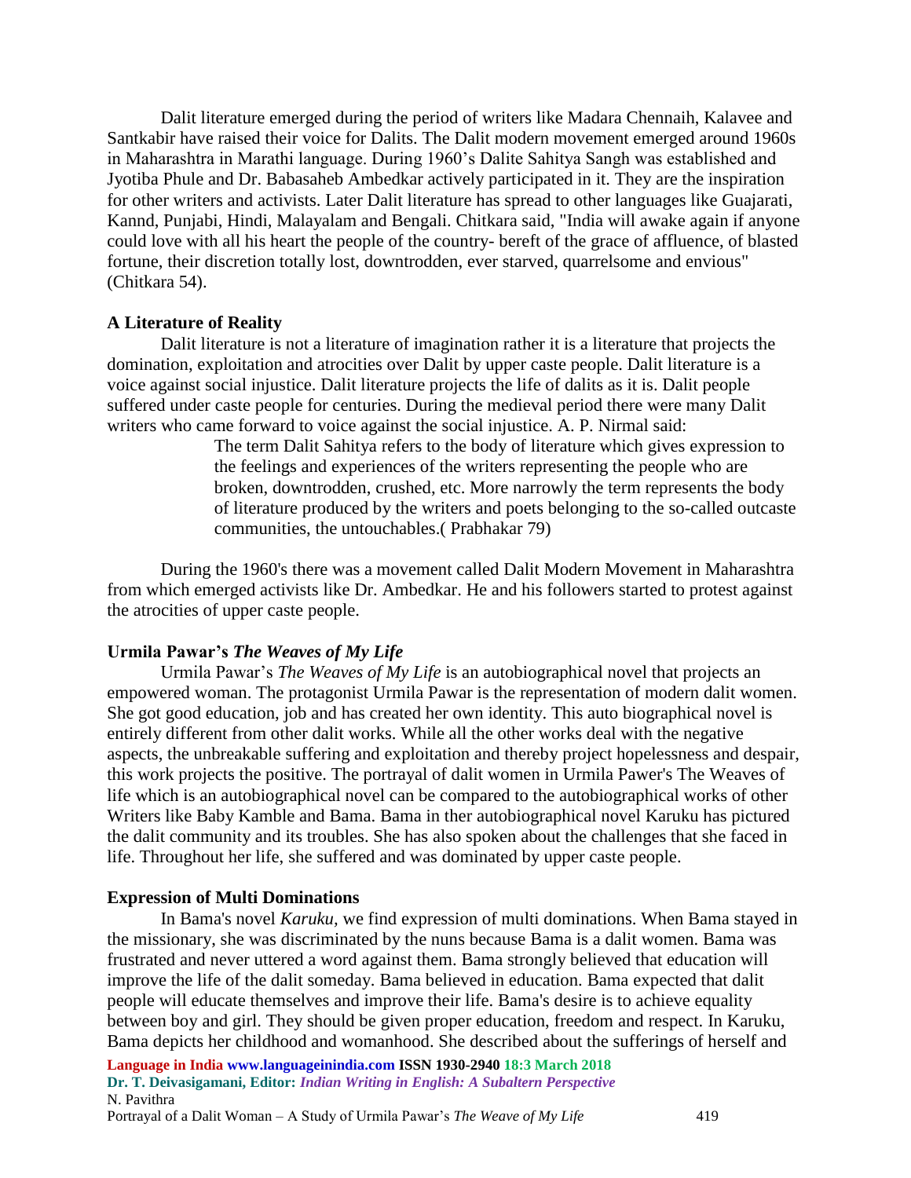Dalit literature emerged during the period of writers like Madara Chennaih, Kalavee and Santkabir have raised their voice for Dalits. The Dalit modern movement emerged around 1960s in Maharashtra in Marathi language. During 1960's Dalite Sahitya Sangh was established and Jyotiba Phule and Dr. Babasaheb Ambedkar actively participated in it. They are the inspiration for other writers and activists. Later Dalit literature has spread to other languages like Guajarati, Kannd, Punjabi, Hindi, Malayalam and Bengali. Chitkara said, "India will awake again if anyone could love with all his heart the people of the country- bereft of the grace of affluence, of blasted fortune, their discretion totally lost, downtrodden, ever starved, quarrelsome and envious" (Chitkara 54).

**A Literature of Reality**

Dalit literature is not a literature of imagination rather it is a literature that projects the domination, exploitation and atrocities over Dalit by upper caste people. Dalit literature is a voice against social injustice. Dalit literature projects the life of dalits as it is. Dalit people suffered under caste people for centuries. During the medieval period there were many Dalit writers who came forward to voice against the social injustice. A. P. Nirmal said:

> The term Dalit Sahitya refers to the body of literature which gives expression to the feelings and experiences of the writers representing the people who are broken, downtrodden, crushed, etc. More narrowly the term represents the body of literature produced by the writers and poets belonging to the so-called outcaste communities, the untouchables.( Prabhakar 79)

During the 1960's there was a movement called Dalit Modern Movement in Maharashtra from which emerged activists like Dr. Ambedkar. He and his followers started to protest against the atrocities of upper caste people.

**Urmila Pawar's *The Weaves of My Life***

Urmila Pawar's *The Weaves of My Life* is an autobiographical novel that projects an empowered woman. The protagonist Urmila Pawar is the representation of modern dalit women. She got good education, job and has created her own identity. This auto biographical novel is entirely different from other dalit works. While all the other works deal with the negative aspects, the unbreakable suffering and exploitation and thereby project hopelessness and despair, this work projects the positive. The portrayal of dalit women in Urmila Pawer's The Weaves of life which is an autobiographical novel can be compared to the autobiographical works of other Writers like Baby Kamble and Bama. Bama in ther autobiographical novel Karuku has pictured the dalit community and its troubles. She has also spoken about the challenges that she faced in life. Throughout her life, she suffered and was dominated by upper caste people.

**Expression of Multi Dominations**

In Bama's novel *Karuku*, we find expression of multi dominations. When Bama stayed in the missionary, she was discriminated by the nuns because Bama is a dalit women. Bama was frustrated and never uttered a word against them. Bama strongly believed that education will improve the life of the dalit someday. Bama believed in education. Bama expected that dalit people will educate themselves and improve their life. Bama's desire is to achieve equality between boy and girl. They should be given proper education, freedom and respect. In Karuku, Bama depicts her childhood and womanhood. She described about the sufferings of herself and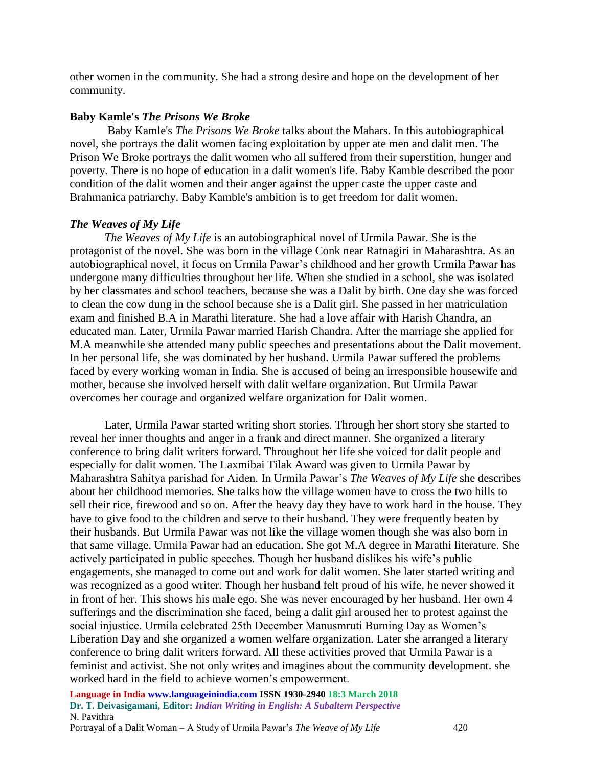other women in the community. She had a strong desire and hope on the development of her community.

**Baby Kamle's *The Prisons We Broke***

Baby Kamle's *The Prisons We Broke* talks about the Mahars. In this autobiographical novel, she portrays the dalit women facing exploitation by upper ate men and dalit men. The Prison We Broke portrays the dalit women who all suffered from their superstition, hunger and poverty. There is no hope of education in a dalit women's life. Baby Kamble described the poor condition of the dalit women and their anger against the upper caste the upper caste and Brahmanica patriarchy. Baby Kamble's ambition is to get freedom for dalit women.

***The Weaves of My Life***

*The Weaves of My Life* is an autobiographical novel of Urmila Pawar. She is the protagonist of the novel. She was born in the village Conk near Ratnagiri in Maharashtra. As an autobiographical novel, it focus on Urmila Pawar's childhood and her growth Urmila Pawar has undergone many difficulties throughout her life. When she studied in a school, she was isolated by her classmates and school teachers, because she was a Dalit by birth. One day she was forced to clean the cow dung in the school because she is a Dalit girl. She passed in her matriculation exam and finished B.A in Marathi literature. She had a love affair with Harish Chandra, an educated man. Later, Urmila Pawar married Harish Chandra. After the marriage she applied for M.A meanwhile she attended many public speeches and presentations about the Dalit movement. In her personal life, she was dominated by her husband. Urmila Pawar suffered the problems faced by every working woman in India. She is accused of being an irresponsible housewife and mother, because she involved herself with dalit welfare organization. But Urmila Pawar overcomes her courage and organized welfare organization for Dalit women.

Later, Urmila Pawar started writing short stories. Through her short story she started to reveal her inner thoughts and anger in a frank and direct manner. She organized a literary conference to bring dalit writers forward. Throughout her life she voiced for dalit people and especially for dalit women. The Laxmibai Tilak Award was given to Urmila Pawar by Maharashtra Sahitya parishad for Aiden. In Urmila Pawar's *The Weaves of My Life* she describes about her childhood memories. She talks how the village women have to cross the two hills to sell their rice, firewood and so on. After the heavy day they have to work hard in the house. They have to give food to the children and serve to their husband. They were frequently beaten by their husbands. But Urmila Pawar was not like the village women though she was also born in that same village. Urmila Pawar had an education. She got M.A degree in Marathi literature. She actively participated in public speeches. Though her husband dislikes his wife's public engagements, she managed to come out and work for dalit women. She later started writing and was recognized as a good writer. Though her husband felt proud of his wife, he never showed it in front of her. This shows his male ego. She was never encouraged by her husband. Her own 4 sufferings and the discrimination she faced, being a dalit girl aroused her to protest against the social injustice. Urmila celebrated 25th December Manusmruti Burning Day as Women's Liberation Day and she organized a women welfare organization. Later she arranged a literary conference to bring dalit writers forward. All these activities proved that Urmila Pawar is a feminist and activist. She not only writes and imagines about the community development. she worked hard in the field to achieve women's empowerment.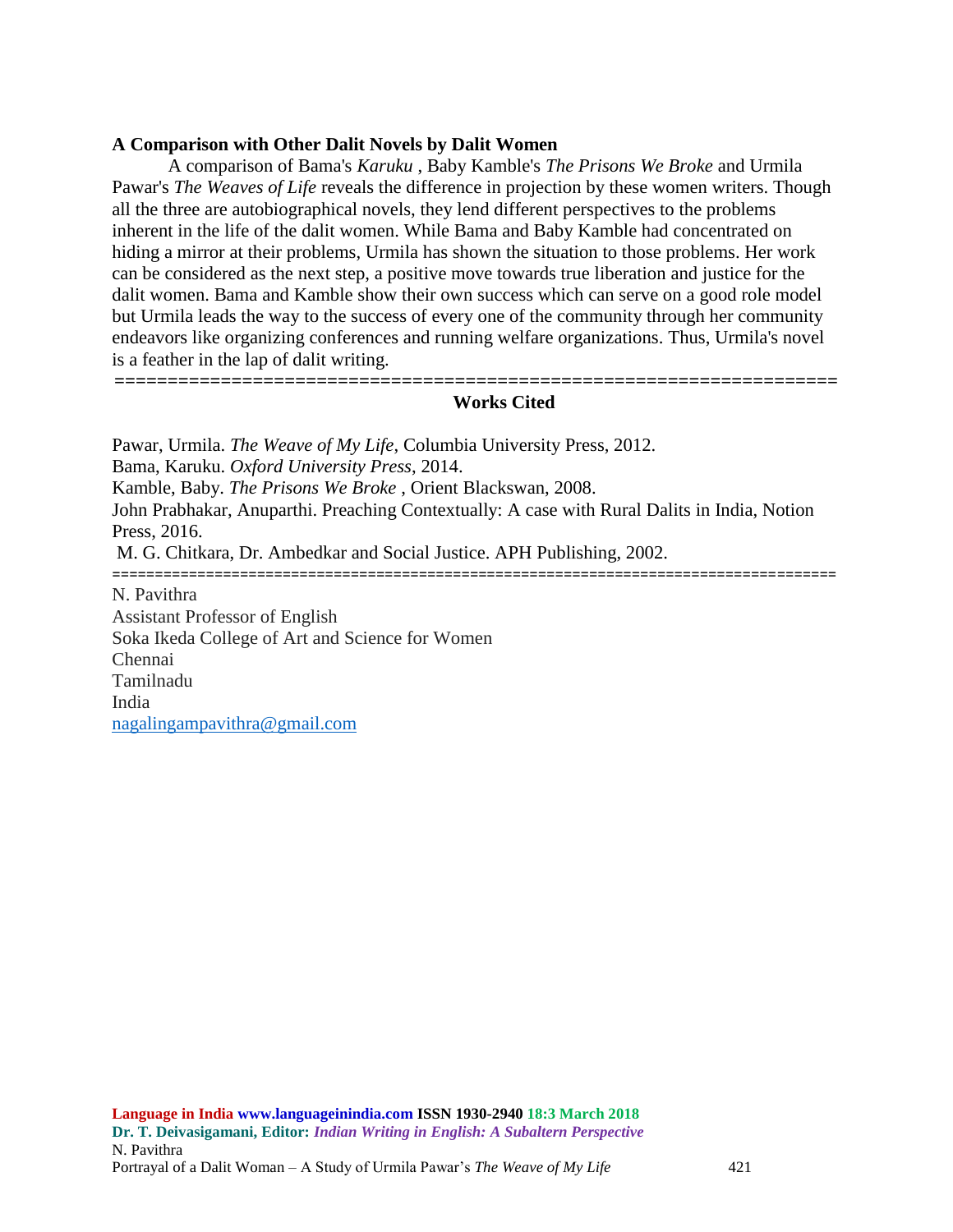**A Comparison with Other Dalit Novels by Dalit Women**

A comparison of Bama's *Karuku* , Baby Kamble's *The Prisons We Broke* and Urmila Pawar's *The Weaves of Life* reveals the difference in projection by these women writers. Though all the three are autobiographical novels, they lend different perspectives to the problems inherent in the life of the dalit women. While Bama and Baby Kamble had concentrated on hiding a mirror at their problems, Urmila has shown the situation to those problems. Her work can be considered as the next step, a positive move towards true liberation and justice for the dalit women. Bama and Kamble show their own success which can serve on a good role model but Urmila leads the way to the success of every one of the community through her community endeavors like organizing conferences and running welfare organizations. Thus, Urmila's novel is a feather in the lap of dalit writing.

======================================================================

**Works Cited**

Pawar, Urmila. *The Weave of My Life*, Columbia University Press, 2012.

Bama, Karuku. *Oxford University Press*, 2014.

Kamble, Baby. *The Prisons We Broke* , Orient Blackswan, 2008.

John Prabhakar, Anuparthi. Preaching Contextually: A case with Rural Dalits in India, Notion Press, 2016.

M. G. Chitkara, Dr. Ambedkar and Social Justice. APH Publishing, 2002.

======================================================================

N. Pavithra
Assistant Professor of English
Soka Ikeda College of Art and Science for Women
Chennai
Tamilnadu
India
nagalingampavithra@gmail.com